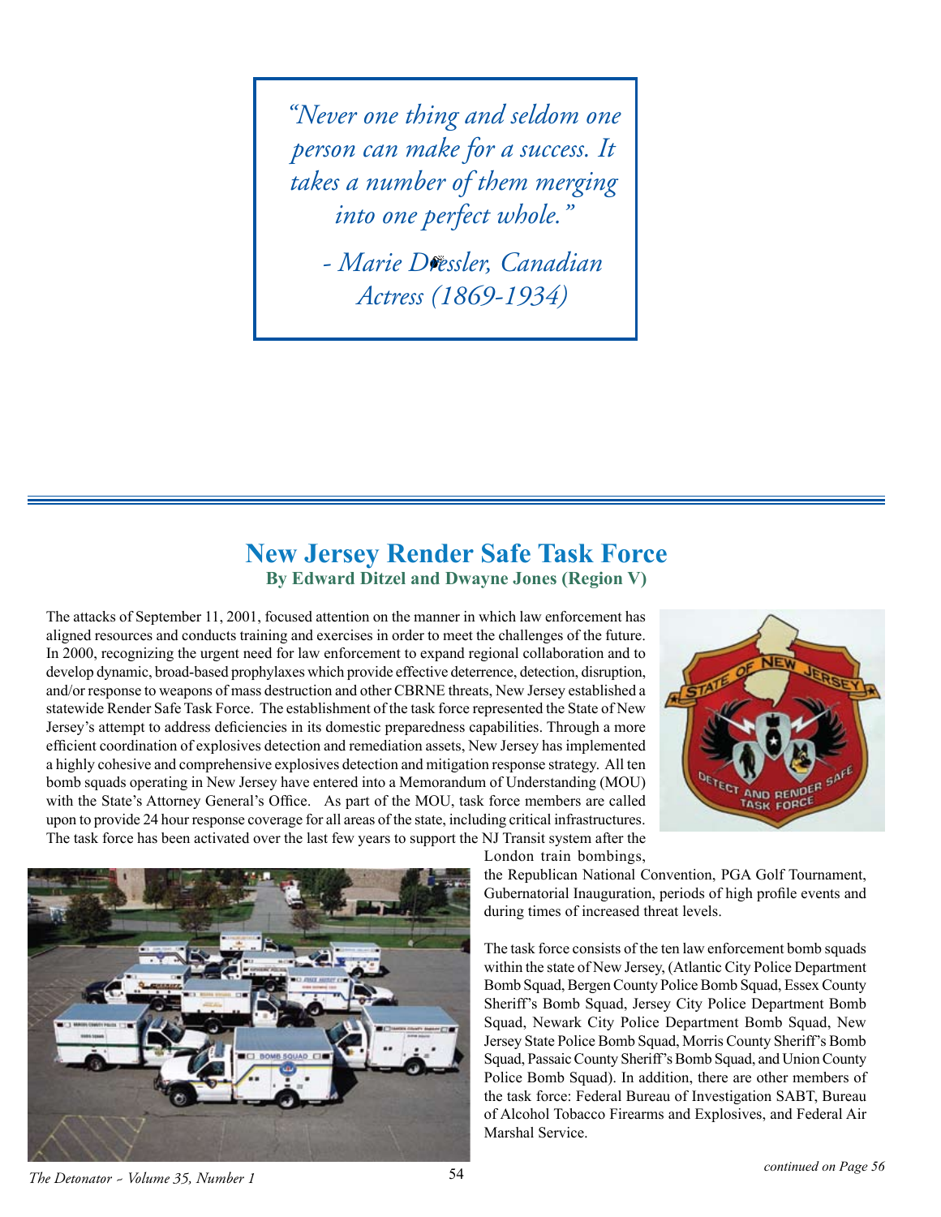> *"Never one thing and seldom one person can make for a success. It takes a number of them merging into one perfect whole."*
>
> *- Marie Dressler, Canadian Actress (1869-1934)*

## New Jersey Render Safe Task Force

**By Edward Ditzel and Dwayne Jones (Region V)**

The attacks of September 11, 2001, focused attention on the manner in which law enforcement has aligned resources and conducts training and exercises in order to meet the challenges of the future. In 2000, recognizing the urgent need for law enforcement to expand regional collaboration and to develop dynamic, broad-based prophylaxes which provide effective deterrence, detection, disruption, and/or response to weapons of mass destruction and other CBRNE threats, New Jersey established a statewide Render Safe Task Force. The establishment of the task force represented the State of New Jersey's attempt to address deficiencies in its domestic preparedness capabilities. Through a more efficient coordination of explosives detection and remediation assets, New Jersey has implemented a highly cohesive and comprehensive explosives detection and mitigation response strategy. All ten bomb squads operating in New Jersey have entered into a Memorandum of Understanding (MOU) with the State's Attorney General's Office. As part of the MOU, task force members are called upon to provide 24 hour response coverage for all areas of the state, including critical infrastructures. The task force has been activated over the last few years to support the NJ Transit system after the London train bombings, the Republican National Convention, PGA Golf Tournament, Gubernatorial Inauguration, periods of high profile events and during times of increased threat levels.

The task force consists of the ten law enforcement bomb squads within the state of New Jersey, (Atlantic City Police Department Bomb Squad, Bergen County Police Bomb Squad, Essex County Sheriff's Bomb Squad, Jersey City Police Department Bomb Squad, Newark City Police Department Bomb Squad, New Jersey State Police Bomb Squad, Morris County Sheriff's Bomb Squad, Passaic County Sheriff's Bomb Squad, and Union County Police Bomb Squad). In addition, there are other members of the task force: Federal Bureau of Investigation SABT, Bureau of Alcohol Tobacco Firearms and Explosives, and Federal Air Marshal Service.

*continued on Page 56*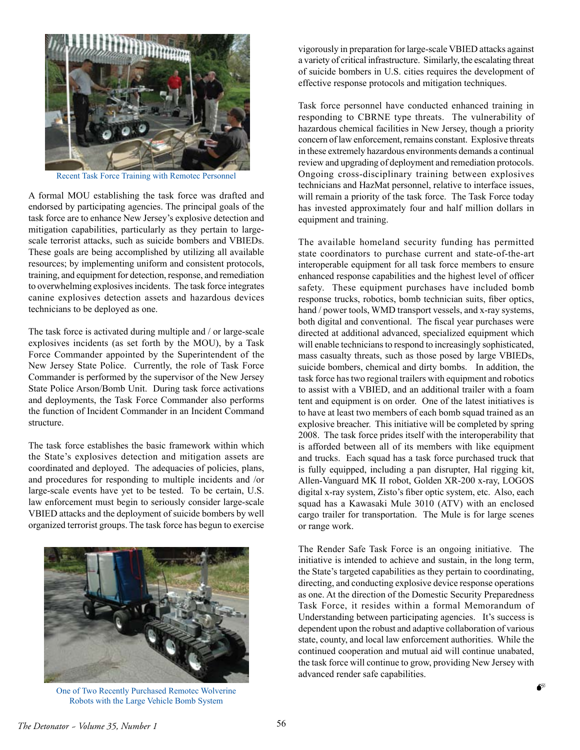Recent Task Force Training with Remotec Personnel

A formal MOU establishing the task force was drafted and endorsed by participating agencies. The principal goals of the task force are to enhance New Jersey's explosive detection and mitigation capabilities, particularly as they pertain to large-scale terrorist attacks, such as suicide bombers and VBIEDs. These goals are being accomplished by utilizing all available resources; by implementing uniform and consistent protocols, training, and equipment for detection, response, and remediation to overwhelming explosives incidents. The task force integrates canine explosives detection assets and hazardous devices technicians to be deployed as one.

The task force is activated during multiple and / or large-scale explosives incidents (as set forth by the MOU), by a Task Force Commander appointed by the Superintendent of the New Jersey State Police. Currently, the role of Task Force Commander is performed by the supervisor of the New Jersey State Police Arson/Bomb Unit. During task force activations and deployments, the Task Force Commander also performs the function of Incident Commander in an Incident Command structure.

The task force establishes the basic framework within which the State's explosives detection and mitigation assets are coordinated and deployed. The adequacies of policies, plans, and procedures for responding to multiple incidents and /or large-scale events have yet to be tested. To be certain, U.S. law enforcement must begin to seriously consider large-scale VBIED attacks and the deployment of suicide bombers by well organized terrorist groups. The task force has begun to exercise vigorously in preparation for large-scale VBIED attacks against a variety of critical infrastructure. Similarly, the escalating threat of suicide bombers in U.S. cities requires the development of effective response protocols and mitigation techniques.

One of Two Recently Purchased Remotec Wolverine Robots with the Large Vehicle Bomb System

Task force personnel have conducted enhanced training in responding to CBRNE type threats. The vulnerability of hazardous chemical facilities in New Jersey, though a priority concern of law enforcement, remains constant. Explosive threats in these extremely hazardous environments demands a continual review and upgrading of deployment and remediation protocols. Ongoing cross-disciplinary training between explosives technicians and HazMat personnel, relative to interface issues, will remain a priority of the task force. The Task Force today has invested approximately four and half million dollars in equipment and training.

The available homeland security funding has permitted state coordinators to purchase current and state-of-the-art interoperable equipment for all task force members to ensure enhanced response capabilities and the highest level of officer safety. These equipment purchases have included bomb response trucks, robotics, bomb technician suits, fiber optics, hand / power tools, WMD transport vessels, and x-ray systems, both digital and conventional. The fiscal year purchases were directed at additional advanced, specialized equipment which will enable technicians to respond to increasingly sophisticated, mass casualty threats, such as those posed by large VBIEDs, suicide bombers, chemical and dirty bombs. In addition, the task force has two regional trailers with equipment and robotics to assist with a VBIED, and an additional trailer with a foam tent and equipment is on order. One of the latest initiatives is to have at least two members of each bomb squad trained as an explosive breacher. This initiative will be completed by spring 2008. The task force prides itself with the interoperability that is afforded between all of its members with like equipment and trucks. Each squad has a task force purchased truck that is fully equipped, including a pan disrupter, Hal rigging kit, Allen-Vanguard MK II robot, Golden XR-200 x-ray, LOGOS digital x-ray system, Zisto's fiber optic system, etc. Also, each squad has a Kawasaki Mule 3010 (ATV) with an enclosed cargo trailer for transportation. The Mule is for large scenes or range work.

The Render Safe Task Force is an ongoing initiative. The initiative is intended to achieve and sustain, in the long term, the State's targeted capabilities as they pertain to coordinating, directing, and conducting explosive device response operations as one. At the direction of the Domestic Security Preparedness Task Force, it resides within a formal Memorandum of Understanding between participating agencies. It's success is dependent upon the robust and adaptive collaboration of various state, county, and local law enforcement authorities. While the continued cooperation and mutual aid will continue unabated, the task force will continue to grow, providing New Jersey with advanced render safe capabilities.